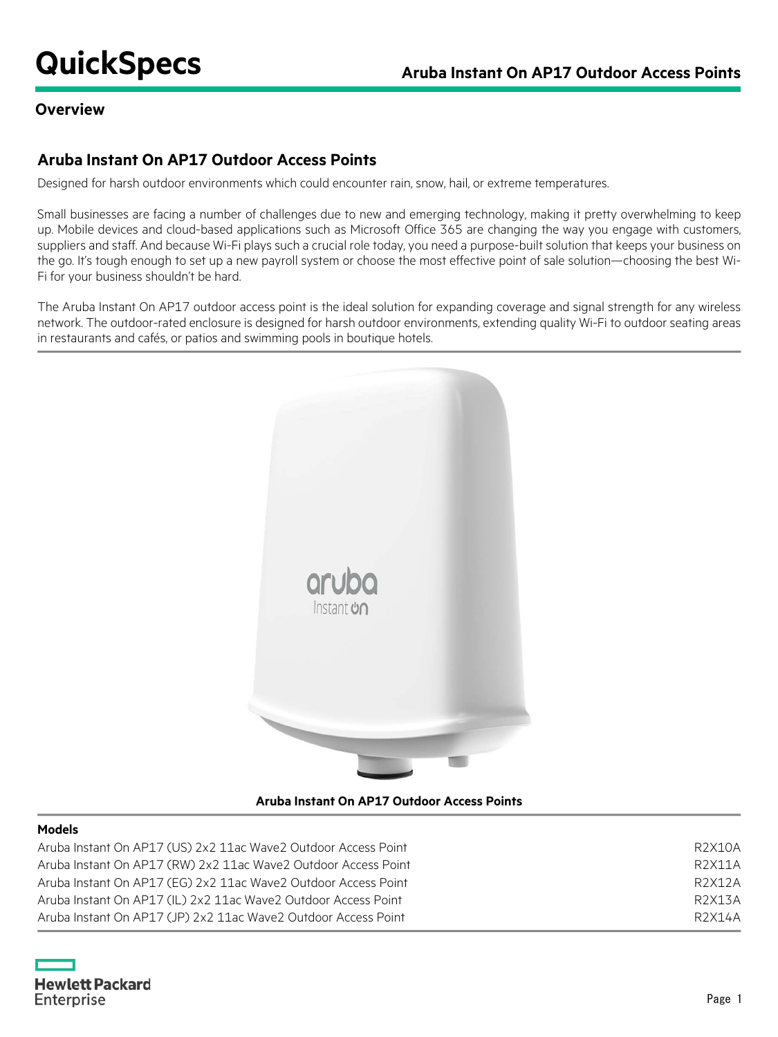# QuickSpecs

## Overview

### Aruba Instant On AP17 Outdoor Access Points

Designed for harsh outdoor environments which could encounter rain, snow, hail, or extreme temperatures.

Small businesses are facing a number of challenges due to new and emerging technology, making it pretty overwhelming to keep up. Mobile devices and cloud-based applications such as Microsoft Office 365 are changing the way you engage with customers, suppliers and staff. And because Wi-Fi plays such a crucial role today, you need a purpose-built solution that keeps your business on the go. It's tough enough to set up a new payroll system or choose the most effective point of sale solution—choosing the best Wi-Fi for your business shouldn't be hard.

The Aruba Instant On AP17 outdoor access point is the ideal solution for expanding coverage and signal strength for any wireless network. The outdoor-rated enclosure is designed for harsh outdoor environments, extending quality Wi-Fi to outdoor seating areas in restaurants and cafés, or patios and swimming pools in boutique hotels.

**Aruba Instant On AP17 Outdoor Access Points**

**Models**

| Model | Part Number |
| --- | --- |
| Aruba Instant On AP17 (US) 2x2 11ac Wave2 Outdoor Access Point | R2X10A |
| Aruba Instant On AP17 (RW) 2x2 11ac Wave2 Outdoor Access Point | R2X11A |
| Aruba Instant On AP17 (EG) 2x2 11ac Wave2 Outdoor Access Point | R2X12A |
| Aruba Instant On AP17 (IL) 2x2 11ac Wave2 Outdoor Access Point | R2X13A |
| Aruba Instant On AP17 (JP) 2x2 11ac Wave2 Outdoor Access Point | R2X14A |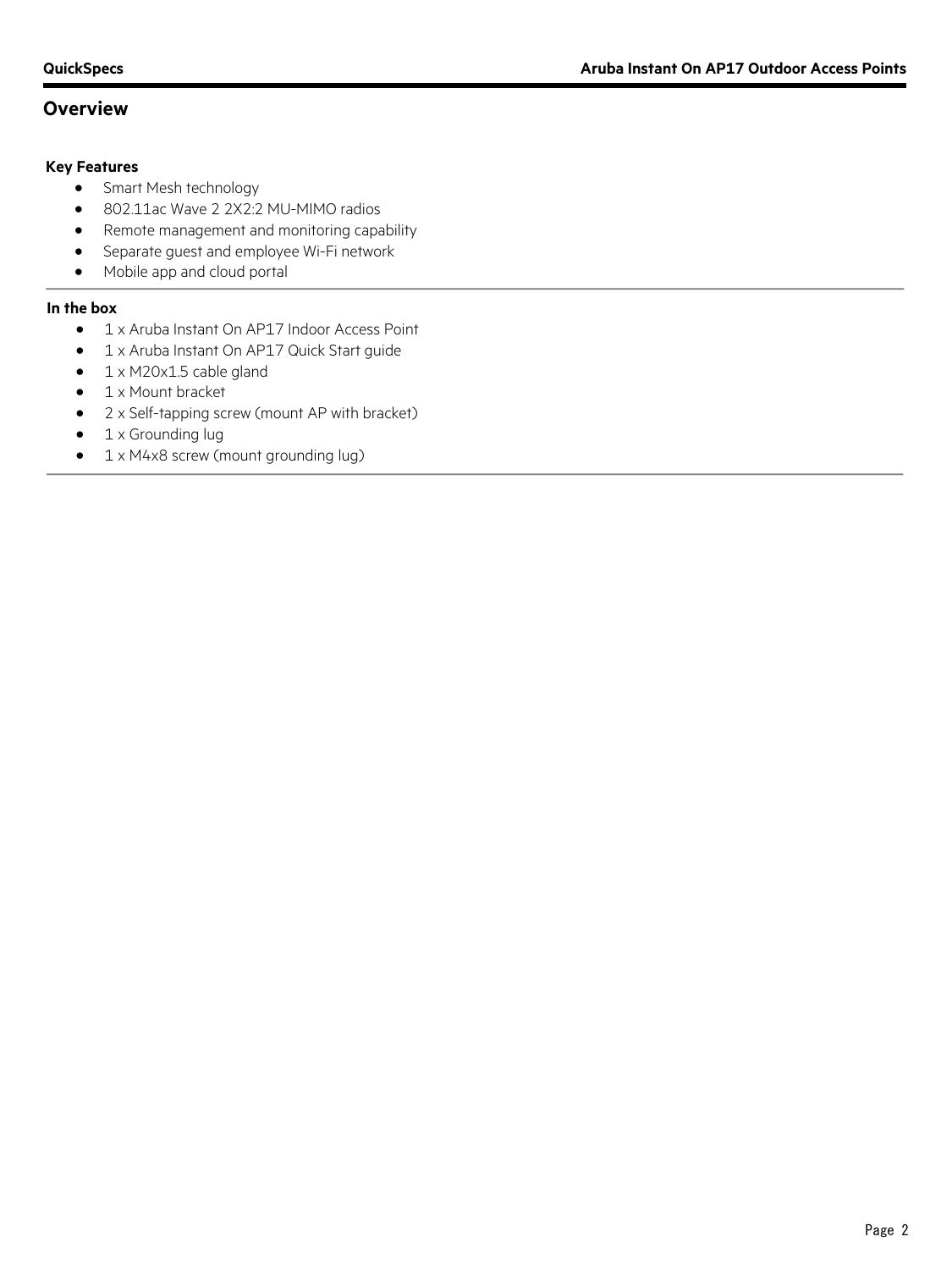## Overview

### Key Features

- Smart Mesh technology
- 802.11ac Wave 2 2X2:2 MU-MIMO radios
- Remote management and monitoring capability
- Separate guest and employee Wi-Fi network
- Mobile app and cloud portal

### In the box

- 1 x Aruba Instant On AP17 Indoor Access Point
- 1 x Aruba Instant On AP17 Quick Start guide
- 1 x M20x1.5 cable gland
- 1 x Mount bracket
- 2 x Self-tapping screw (mount AP with bracket)
- 1 x Grounding lug
- 1 x M4x8 screw (mount grounding lug)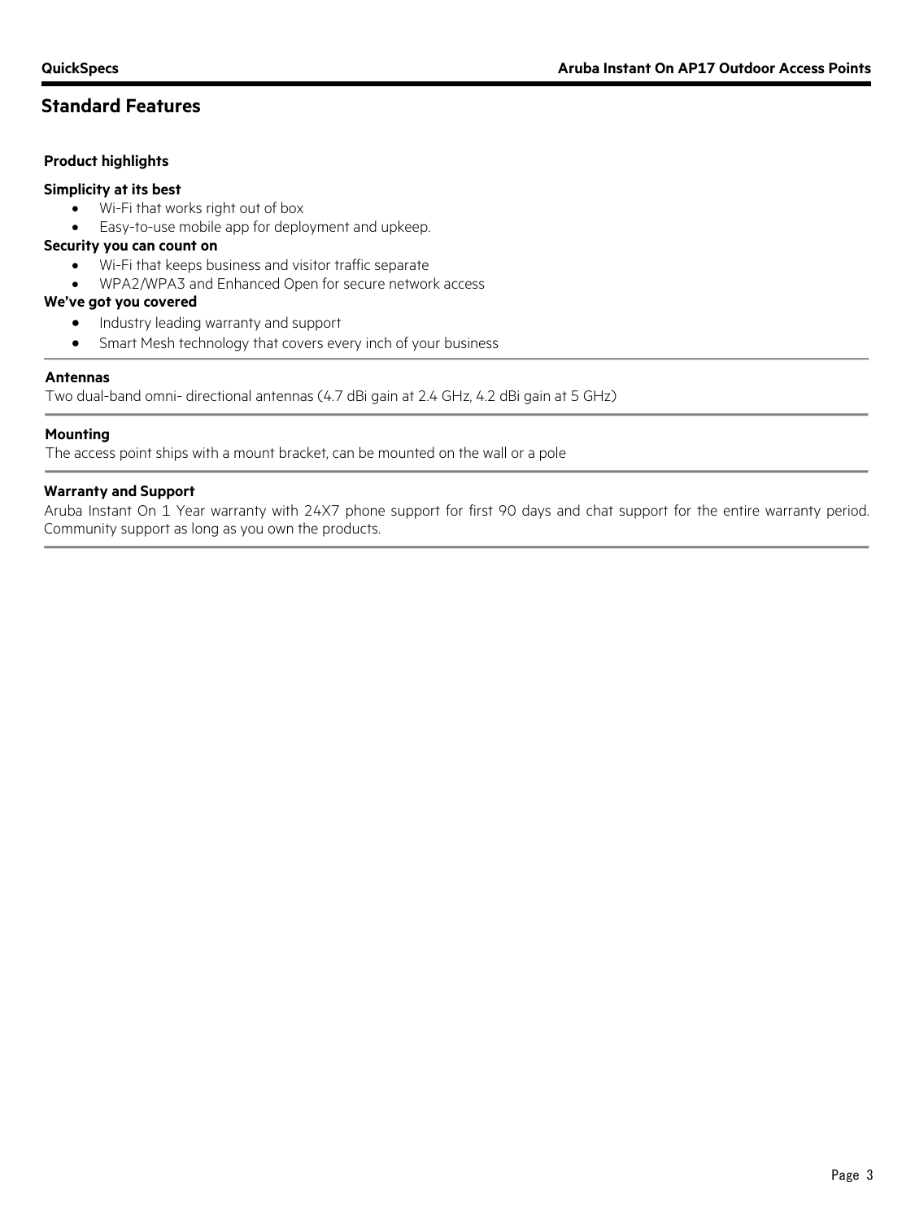## Standard Features

**Product highlights**

**Simplicity at its best**

- Wi-Fi that works right out of box
- Easy-to-use mobile app for deployment and upkeep.

**Security you can count on**

- Wi-Fi that keeps business and visitor traffic separate
- WPA2/WPA3 and Enhanced Open for secure network access

**We've got you covered**

- Industry leading warranty and support
- Smart Mesh technology that covers every inch of your business

**Antennas**

Two dual-band omni- directional antennas (4.7 dBi gain at 2.4 GHz, 4.2 dBi gain at 5 GHz)

**Mounting**

The access point ships with a mount bracket, can be mounted on the wall or a pole

**Warranty and Support**

Aruba Instant On 1 Year warranty with 24X7 phone support for first 90 days and chat support for the entire warranty period. Community support as long as you own the products.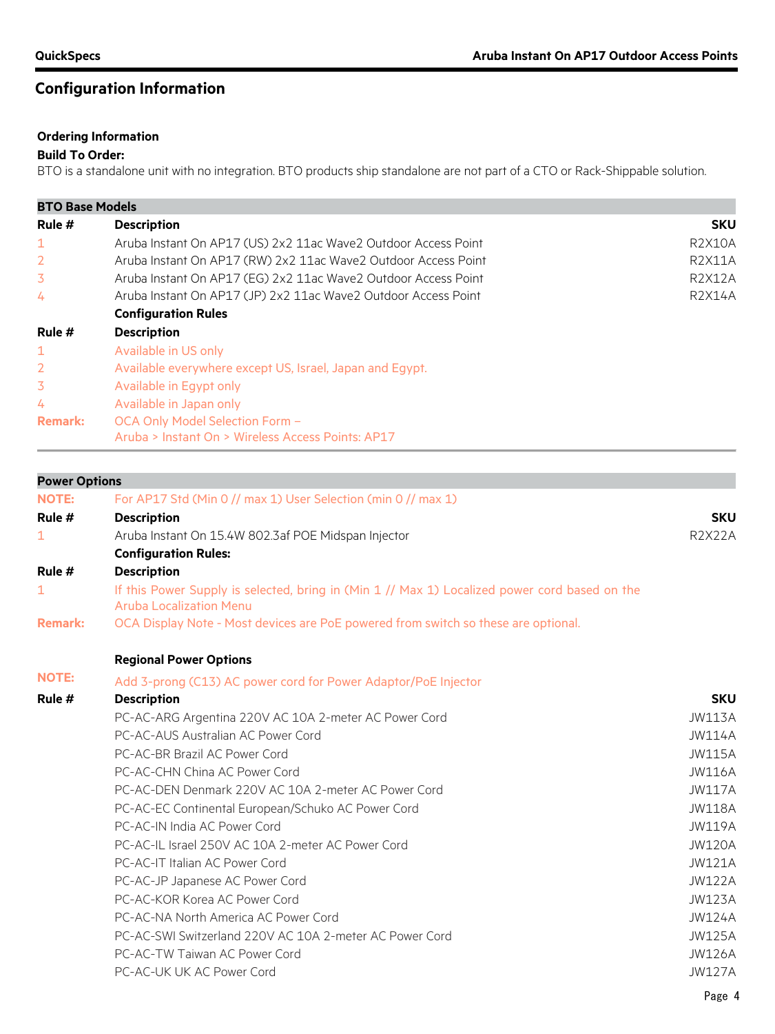## Configuration Information

**Ordering Information**

**Build To Order:**

BTO is a standalone unit with no integration. BTO products ship standalone are not part of a CTO or Rack-Shippable solution.

**BTO Base Models**

| Rule # | Description | SKU |
|---|---|---|
| 1 | Aruba Instant On AP17 (US) 2x2 11ac Wave2 Outdoor Access Point | R2X10A |
| 2 | Aruba Instant On AP17 (RW) 2x2 11ac Wave2 Outdoor Access Point | R2X11A |
| 3 | Aruba Instant On AP17 (EG) 2x2 11ac Wave2 Outdoor Access Point | R2X12A |
| 4 | Aruba Instant On AP17 (JP) 2x2 11ac Wave2 Outdoor Access Point | R2X14A |

**Configuration Rules**

| Rule # | Description |
|---|---|
| 1 | Available in US only |
| 2 | Available everywhere except US, Israel, Japan and Egypt. |
| 3 | Available in Egypt only |
| 4 | Available in Japan only |
| **Remark:** | OCA Only Model Selection Form – Aruba > Instant On > Wireless Access Points: AP17 |

**Power Options**

**NOTE:** For AP17 Std (Min 0 // max 1) User Selection (min 0 // max 1)

| Rule # | Description | SKU |
|---|---|---|
| 1 | Aruba Instant On 15.4W 802.3af POE Midspan Injector | R2X22A |

**Configuration Rules:**

| Rule # | Description |
|---|---|
| 1 | If this Power Supply is selected, bring in (Min 1 // Max 1) Localized power cord based on the Aruba Localization Menu |
| **Remark:** | OCA Display Note - Most devices are PoE powered from switch so these are optional. |

**Regional Power Options**

**NOTE:** Add 3-prong (C13) AC power cord for Power Adaptor/PoE Injector

| Rule # | Description | SKU |
|---|---|---|
| | PC-AC-ARG Argentina 220V AC 10A 2-meter AC Power Cord | JW113A |
| | PC-AC-AUS Australian AC Power Cord | JW114A |
| | PC-AC-BR Brazil AC Power Cord | JW115A |
| | PC-AC-CHN China AC Power Cord | JW116A |
| | PC-AC-DEN Denmark 220V AC 10A 2-meter AC Power Cord | JW117A |
| | PC-AC-EC Continental European/Schuko AC Power Cord | JW118A |
| | PC-AC-IN India AC Power Cord | JW119A |
| | PC-AC-IL Israel 250V AC 10A 2-meter AC Power Cord | JW120A |
| | PC-AC-IT Italian AC Power Cord | JW121A |
| | PC-AC-JP Japanese AC Power Cord | JW122A |
| | PC-AC-KOR Korea AC Power Cord | JW123A |
| | PC-AC-NA North America AC Power Cord | JW124A |
| | PC-AC-SWI Switzerland 220V AC 10A 2-meter AC Power Cord | JW125A |
| | PC-AC-TW Taiwan AC Power Cord | JW126A |
| | PC-AC-UK UK AC Power Cord | JW127A |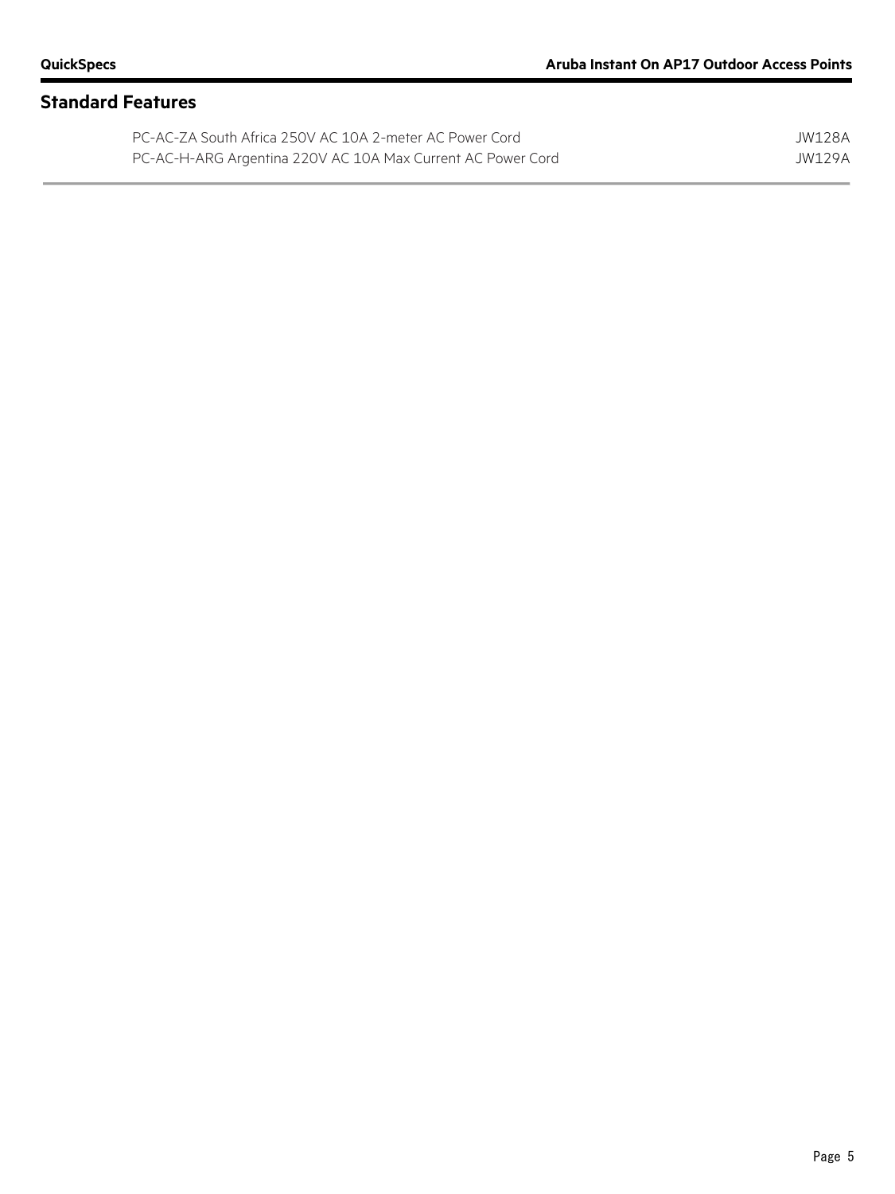## Standard Features

| | |
|---|---|
| PC-AC-ZA South Africa 250V AC 10A 2-meter AC Power Cord | JW128A |
| PC-AC-H-ARG Argentina 220V AC 10A Max Current AC Power Cord | JW129A |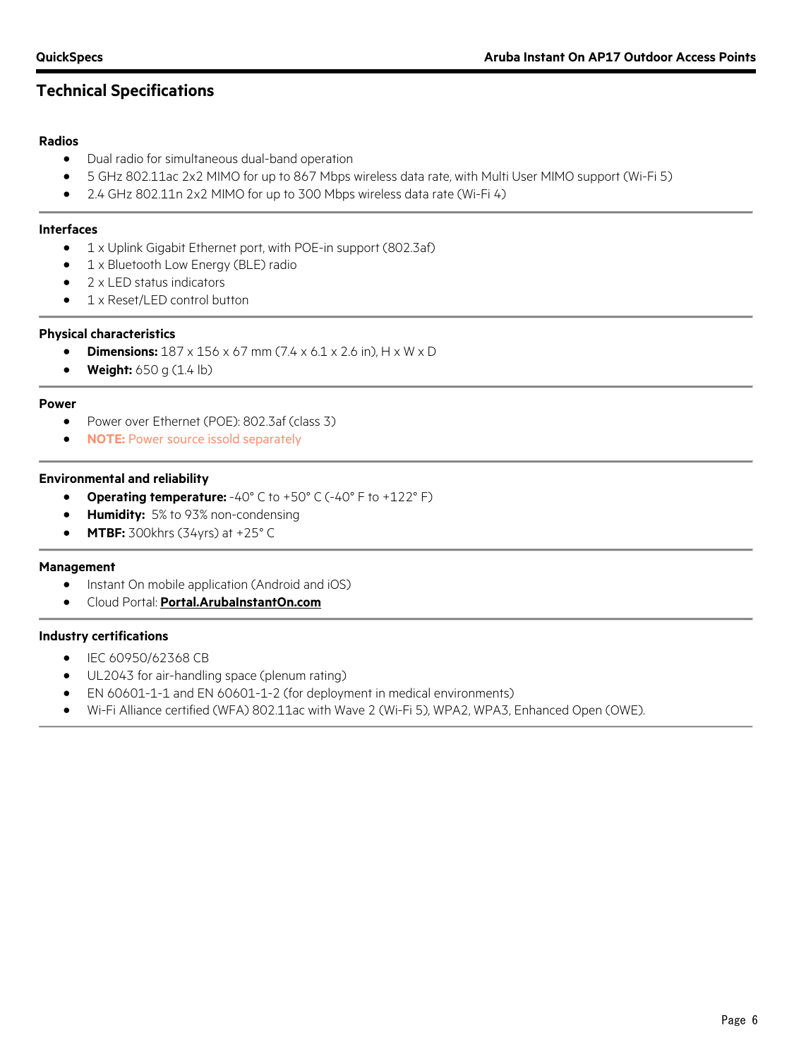## Technical Specifications

**Radios**

- Dual radio for simultaneous dual-band operation
- 5 GHz 802.11ac 2x2 MIMO for up to 867 Mbps wireless data rate, with Multi User MIMO support (Wi-Fi 5)
- 2.4 GHz 802.11n 2x2 MIMO for up to 300 Mbps wireless data rate (Wi-Fi 4)

**Interfaces**

- 1 x Uplink Gigabit Ethernet port, with POE-in support (802.3af)
- 1 x Bluetooth Low Energy (BLE) radio
- 2 x LED status indicators
- 1 x Reset/LED control button

**Physical characteristics**

- **Dimensions:** 187 x 156 x 67 mm (7.4 x 6.1 x 2.6 in), H x W x D
- **Weight:** 650 g (1.4 lb)

**Power**

- Power over Ethernet (POE): 802.3af (class 3)
- **NOTE:** Power source issold separately

**Environmental and reliability**

- **Operating temperature:** -40° C to +50° C (-40° F to +122° F)
- **Humidity:** 5% to 93% non-condensing
- **MTBF:** 300khrs (34yrs) at +25° C

**Management**

- Instant On mobile application (Android and iOS)
- Cloud Portal: **Portal.ArubaInstantOn.com**

**Industry certifications**

- IEC 60950/62368 CB
- UL2043 for air-handling space (plenum rating)
- EN 60601-1-1 and EN 60601-1-2 (for deployment in medical environments)
- Wi-Fi Alliance certified (WFA) 802.11ac with Wave 2 (Wi-Fi 5), WPA2, WPA3, Enhanced Open (OWE).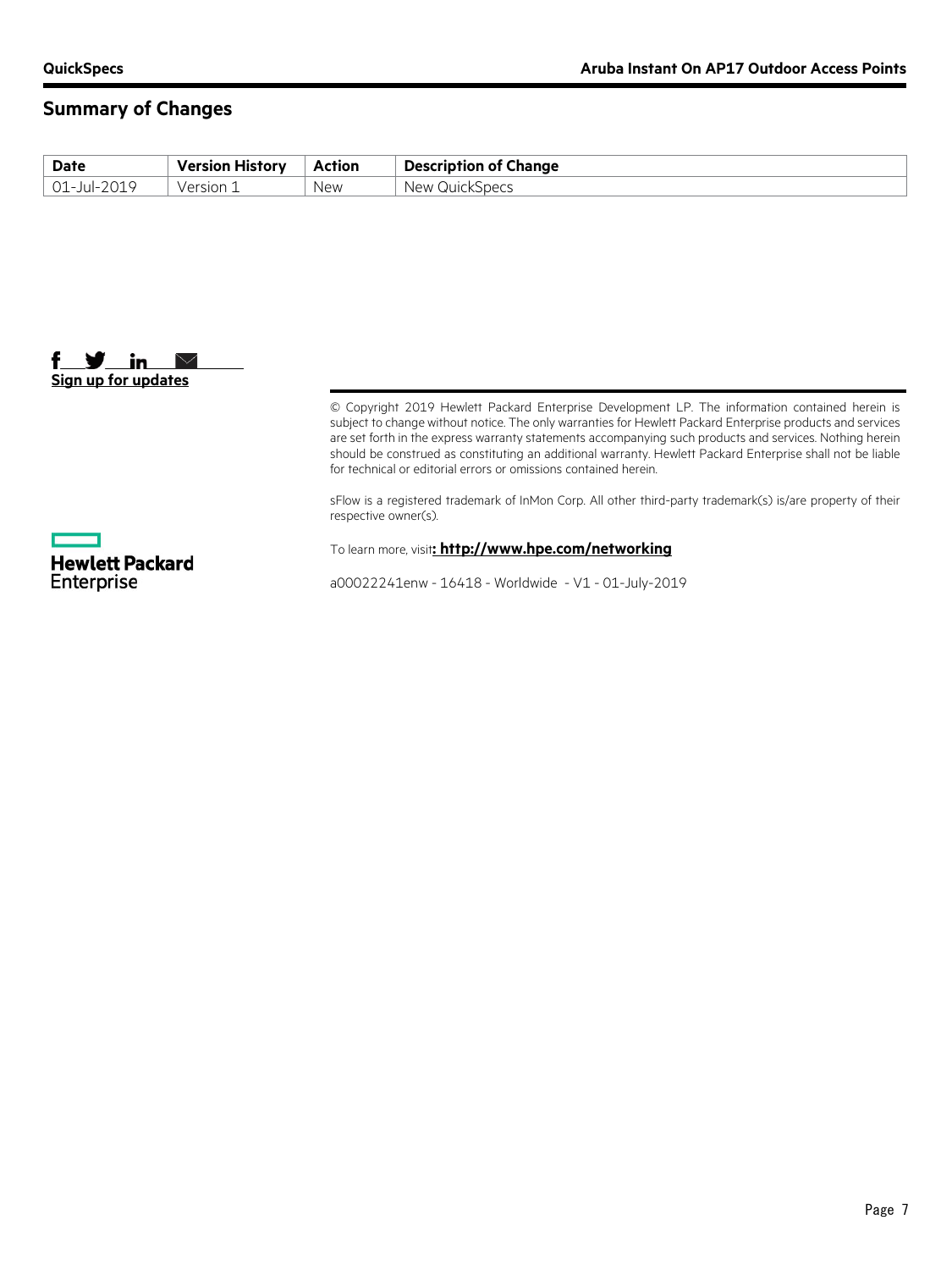## Summary of Changes

| Date | Version History | Action | Description of Change |
|---|---|---|---|
| 01-Jul-2019 | Version 1 | New | New QuickSpecs |

**Sign up for updates**

© Copyright 2019 Hewlett Packard Enterprise Development LP. The information contained herein is subject to change without notice. The only warranties for Hewlett Packard Enterprise products and services are set forth in the express warranty statements accompanying such products and services. Nothing herein should be construed as constituting an additional warranty. Hewlett Packard Enterprise shall not be liable for technical or editorial errors or omissions contained herein.

sFlow is a registered trademark of InMon Corp. All other third-party trademark(s) is/are property of their respective owner(s).

To learn more, visit**: http://www.hpe.com/networking**

a00022241enw - 16418 - Worldwide - V1 - 01-July-2019